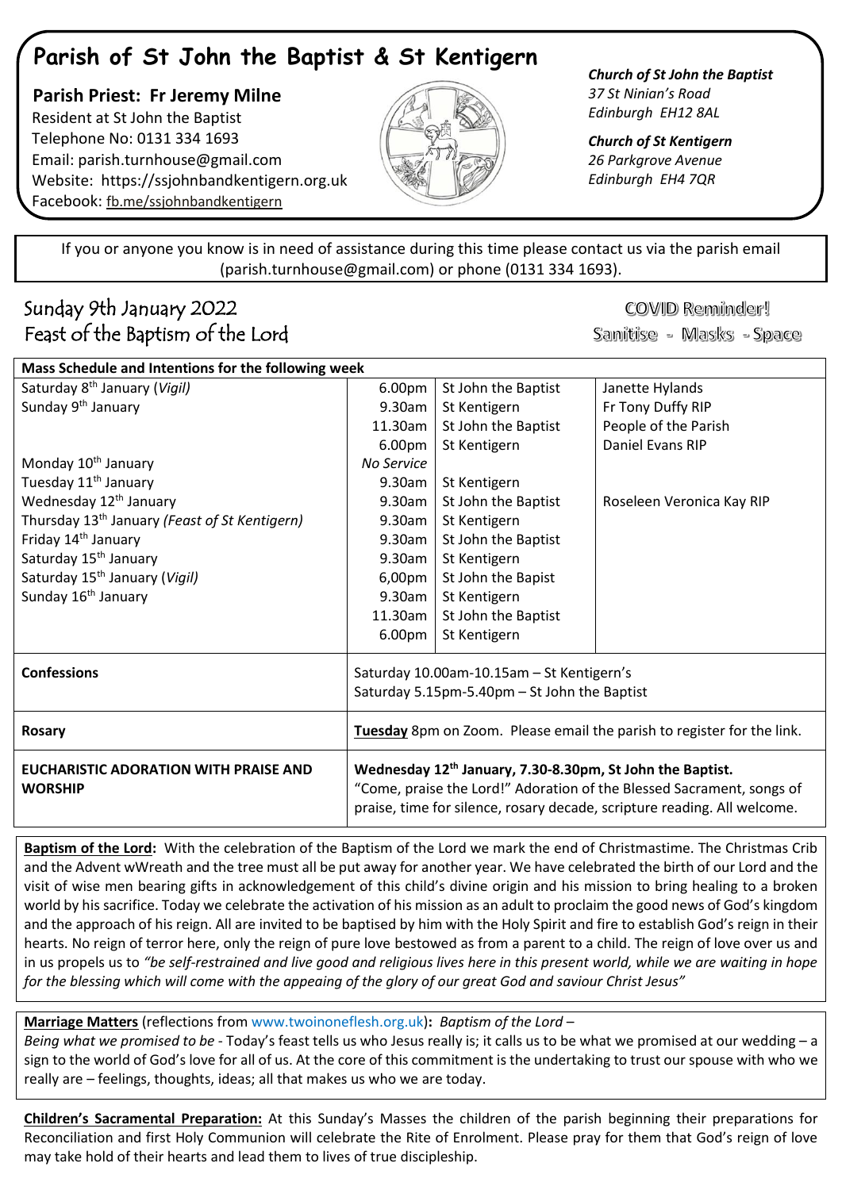# Parish of St John the Baptist & St Kentigern

**Parish Priest: Fr Jeremy Milne**
Resident at St John the Baptist
Telephone No: 0131 334 1693
Email: parish.turnhouse@gmail.com
Website: https://ssjohnbandkentigern.org.uk
Facebook: fb.me/ssjohnbandkentigern

***Church of St John the Baptist***
*37 St Ninian's Road*
*Edinburgh EH12 8AL*

***Church of St Kentigern***
*26 Parkgrove Avenue*
*Edinburgh EH4 7QR*

If you or anyone you know is in need of assistance during this time please contact us via the parish email (parish.turnhouse@gmail.com) or phone (0131 334 1693).

## Sunday 9th January 2022
## Feast of the Baptism of the Lord

COVID Reminder!
Sanitise - Masks - Space

| Mass Schedule and Intentions for the following week | | | |
|---|---|---|---|
| Saturday 8th January (*Vigil)* | 6.00pm | St John the Baptist | Janette Hylands |
| Sunday 9th January | 9.30am | St Kentigern | Fr Tony Duffy RIP |
| | 11.30am | St John the Baptist | People of the Parish |
| | 6.00pm | St Kentigern | Daniel Evans RIP |
| Monday 10th January | *No Service* | | |
| Tuesday 11th January | 9.30am | St Kentigern | |
| Wednesday 12th January | 9.30am | St John the Baptist | Roseleen Veronica Kay RIP |
| Thursday 13th January *(Feast of St Kentigern)* | 9.30am | St Kentigern | |
| Friday 14th January | 9.30am | St John the Baptist | |
| Saturday 15th January | 9.30am | St Kentigern | |
| Saturday 15th January (*Vigil)* | 6,00pm | St John the Bapist | |
| Sunday 16th January | 9.30am | St Kentigern | |
| | 11.30am | St John the Baptist | |
| | 6.00pm | St Kentigern | |
| **Confessions** | Saturday 10.00am-10.15am – St Kentigern's<br>Saturday 5.15pm-5.40pm – St John the Baptist | | |
| **Rosary** | **Tuesday** 8pm on Zoom. Please email the parish to register for the link. | | |
| **EUCHARISTIC ADORATION WITH PRAISE AND WORSHIP** | **Wednesday 12th January, 7.30-8.30pm, St John the Baptist.**<br>"Come, praise the Lord!" Adoration of the Blessed Sacrament, songs of praise, time for silence, rosary decade, scripture reading. All welcome. | | |

**Baptism of the Lord:** With the celebration of the Baptism of the Lord we mark the end of Christmastime. The Christmas Crib and the Advent wWreath and the tree must all be put away for another year. We have celebrated the birth of our Lord and the visit of wise men bearing gifts in acknowledgement of this child's divine origin and his mission to bring healing to a broken world by his sacrifice. Today we celebrate the activation of his mission as an adult to proclaim the good news of God's kingdom and the approach of his reign. All are invited to be baptised by him with the Holy Spirit and fire to establish God's reign in their hearts. No reign of terror here, only the reign of pure love bestowed as from a parent to a child. The reign of love over us and in us propels us to *"be self-restrained and live good and religious lives here in this present world, while we are waiting in hope for the blessing which will come with the appeing of the glory of our great God and saviour Christ Jesus"*

**Marriage Matters** (reflections from www.twoinoneflesh.org.uk)**:** *Baptism of the Lord –*
*Being what we promised to be* - Today's feast tells us who Jesus really is; it calls us to be what we promised at our wedding – a sign to the world of God's love for all of us. At the core of this commitment is the undertaking to trust our spouse with who we really are – feelings, thoughts, ideas; all that makes us who we are today.

**Children's Sacramental Preparation:** At this Sunday's Masses the children of the parish beginning their preparations for Reconciliation and first Holy Communion will celebrate the Rite of Enrolment. Please pray for them that God's reign of love may take hold of their hearts and lead them to lives of true discipleship.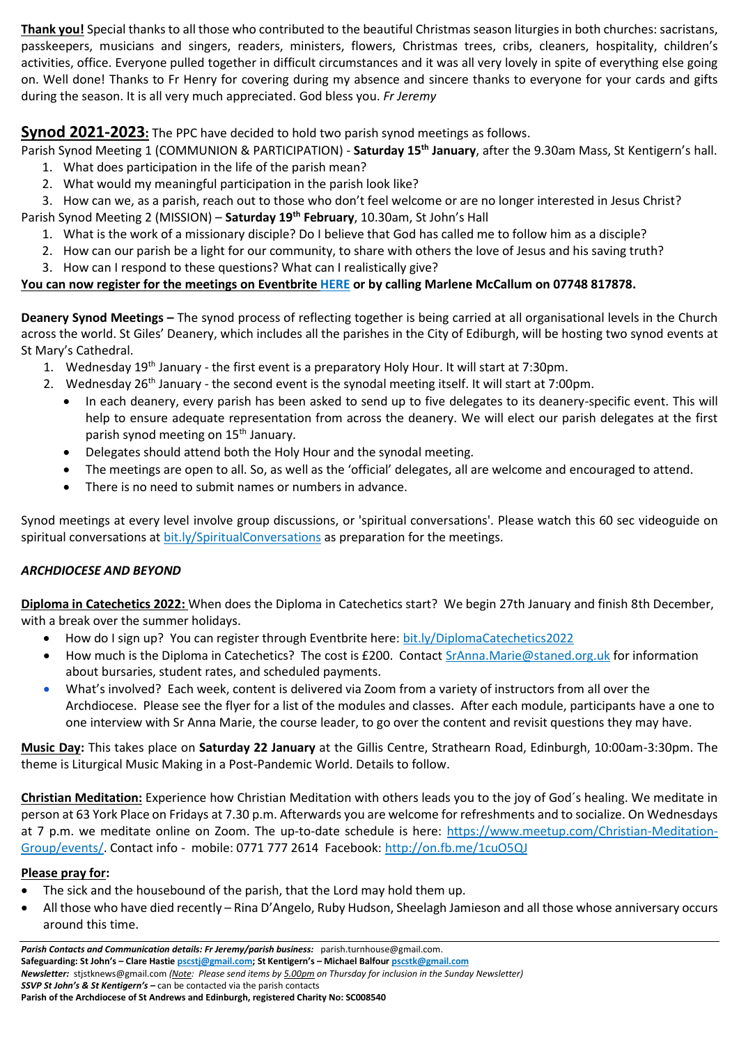**Thank you!** Special thanks to all those who contributed to the beautiful Christmas season liturgies in both churches: sacristans, passkeepers, musicians and singers, readers, ministers, flowers, Christmas trees, cribs, cleaners, hospitality, children's activities, office. Everyone pulled together in difficult circumstances and it was all very lovely in spite of everything else going on. Well done! Thanks to Fr Henry for covering during my absence and sincere thanks to everyone for your cards and gifts during the season. It is all very much appreciated. God bless you. *Fr Jeremy*

## Synod 2021-2023:

The PPC have decided to hold two parish synod meetings as follows.

Parish Synod Meeting 1 (COMMUNION & PARTICIPATION) - **Saturday 15th January**, after the 9.30am Mass, St Kentigern's hall.

1. What does participation in the life of the parish mean?
2. What would my meaningful participation in the parish look like?
3. How can we, as a parish, reach out to those who don't feel welcome or are no longer interested in Jesus Christ?

Parish Synod Meeting 2 (MISSION) – **Saturday 19th February**, 10.30am, St John's Hall

1. What is the work of a missionary disciple? Do I believe that God has called me to follow him as a disciple?
2. How can our parish be a light for our community, to share with others the love of Jesus and his saving truth?
3. How can I respond to these questions? What can I realistically give?

**You can now register for the meetings on Eventbrite HERE or by calling Marlene McCallum on 07748 817878.**

**Deanery Synod Meetings –** The synod process of reflecting together is being carried at all organisational levels in the Church across the world. St Giles' Deanery, which includes all the parishes in the City of Ediburgh, will be hosting two synod events at St Mary's Cathedral.

1. Wednesday 19th January - the first event is a preparatory Holy Hour. It will start at 7:30pm.
2. Wednesday 26th January - the second event is the synodal meeting itself. It will start at 7:00pm.
   - In each deanery, every parish has been asked to send up to five delegates to its deanery-specific event. This will help to ensure adequate representation from across the deanery. We will elect our parish delegates at the first parish synod meeting on 15th January.
   - Delegates should attend both the Holy Hour and the synodal meeting.
   - The meetings are open to all. So, as well as the 'official' delegates, all are welcome and encouraged to attend.
   - There is no need to submit names or numbers in advance.

Synod meetings at every level involve group discussions, or 'spiritual conversations'. Please watch this 60 sec videoguide on spiritual conversations at bit.ly/SpiritualConversations as preparation for the meetings.

### *ARCHDIOCESE AND BEYOND*

**Diploma in Catechetics 2022:** When does the Diploma in Catechetics start? We begin 27th January and finish 8th December, with a break over the summer holidays.

- How do I sign up? You can register through Eventbrite here: bit.ly/DiplomaCatechetics2022
- How much is the Diploma in Catechetics? The cost is £200. Contact SrAnna.Marie@staned.org.uk for information about bursaries, student rates, and scheduled payments.
- What's involved? Each week, content is delivered via Zoom from a variety of instructors from all over the Archdiocese. Please see the flyer for a list of the modules and classes. After each module, participants have a one to one interview with Sr Anna Marie, the course leader, to go over the content and revisit questions they may have.

**Music Day:** This takes place on **Saturday 22 January** at the Gillis Centre, Strathearn Road, Edinburgh, 10:00am-3:30pm. The theme is Liturgical Music Making in a Post-Pandemic World. Details to follow.

**Christian Meditation:** Experience how Christian Meditation with others leads you to the joy of God´s healing. We meditate in person at 63 York Place on Fridays at 7.30 p.m. Afterwards you are welcome for refreshments and to socialize. On Wednesdays at 7 p.m. we meditate online on Zoom. The up-to-date schedule is here: https://www.meetup.com/Christian-Meditation-Group/events/. Contact info - mobile: 0771 777 2614 Facebook: http://on.fb.me/1cuO5QJ

**Please pray for:**

- The sick and the housebound of the parish, that the Lord may hold them up.
- All those who have died recently – Rina D'Angelo, Ruby Hudson, Sheelagh Jamieson and all those whose anniversary occurs around this time.

***Parish Contacts and Communication details: Fr Jeremy/parish business:*** parish.turnhouse@gmail.com.
**Safeguarding: St John's – Clare Hastie pscstj@gmail.com; St Kentigern's – Michael Balfour pscstk@gmail.com**
***Newsletter:*** stjstknews@gmail.com *(Note: Please send items by 5.00pm on Thursday for inclusion in the Sunday Newsletter)*
***SSVP St John's & St Kentigern's –*** can be contacted via the parish contacts
**Parish of the Archdiocese of St Andrews and Edinburgh, registered Charity No: SC008540**